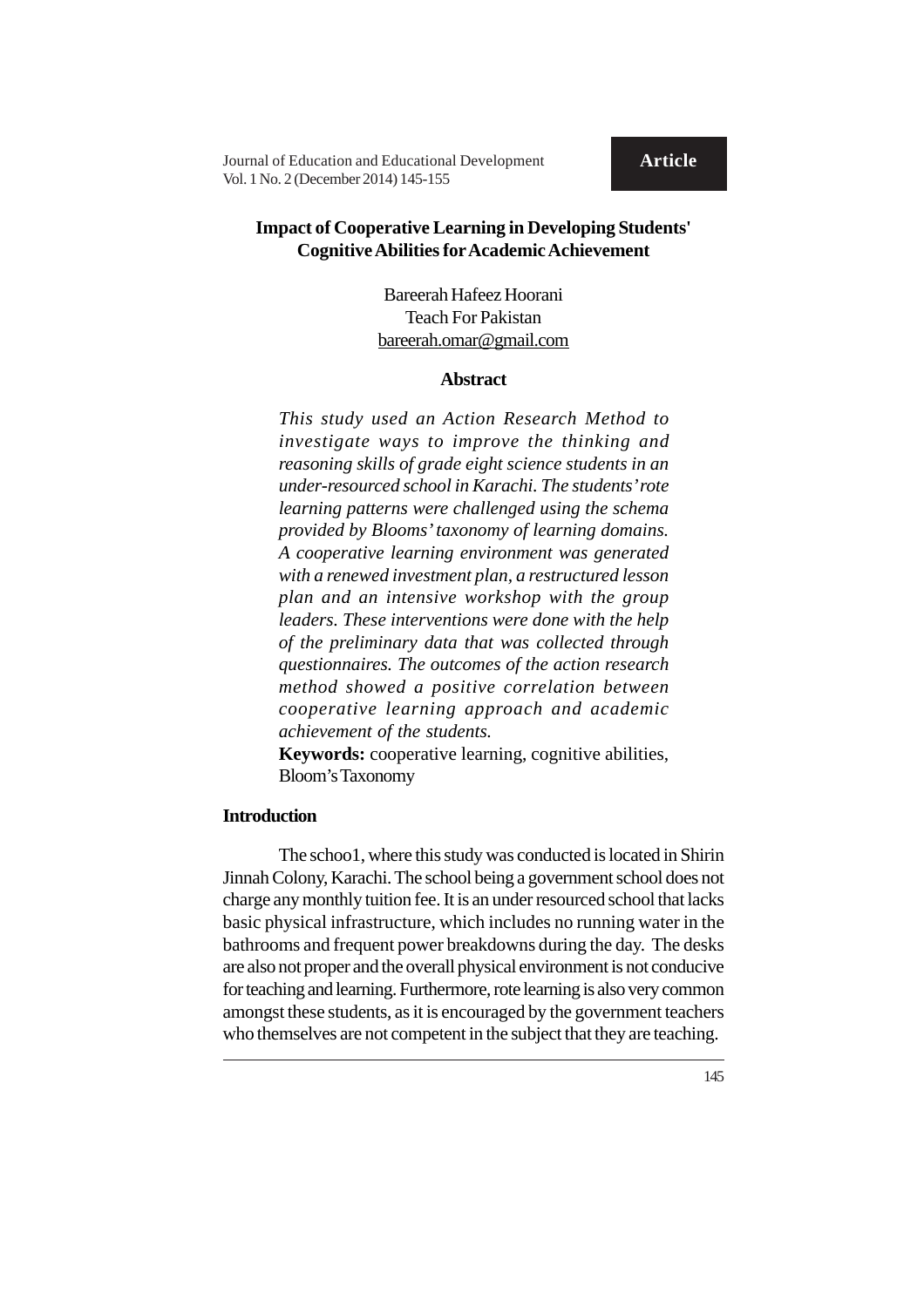**Article**

# Impact of Cooperative Learning in Developing Students' Cognitive Abilities for Academic Achievement

Bareerah Hafeez Hoorani
Teach For Pakistan
bareerah.omar@gmail.com

## Abstract

*This study used an Action Research Method to investigate ways to improve the thinking and reasoning skills of grade eight science students in an under-resourced school in Karachi. The students' rote learning patterns were challenged using the schema provided by Blooms' taxonomy of learning domains. A cooperative learning environment was generated with a renewed investment plan, a restructured lesson plan and an intensive workshop with the group leaders. These interventions were done with the help of the preliminary data that was collected through questionnaires. The outcomes of the action research method showed a positive correlation between cooperative learning approach and academic achievement of the students.*

**Keywords:** cooperative learning, cognitive abilities, Bloom's Taxonomy

## Introduction

The schoo1, where this study was conducted is located in Shirin Jinnah Colony, Karachi. The school being a government school does not charge any monthly tuition fee. It is an under resourced school that lacks basic physical infrastructure, which includes no running water in the bathrooms and frequent power breakdowns during the day. The desks are also not proper and the overall physical environment is not conducive for teaching and learning. Furthermore, rote learning is also very common amongst these students, as it is encouraged by the government teachers who themselves are not competent in the subject that they are teaching.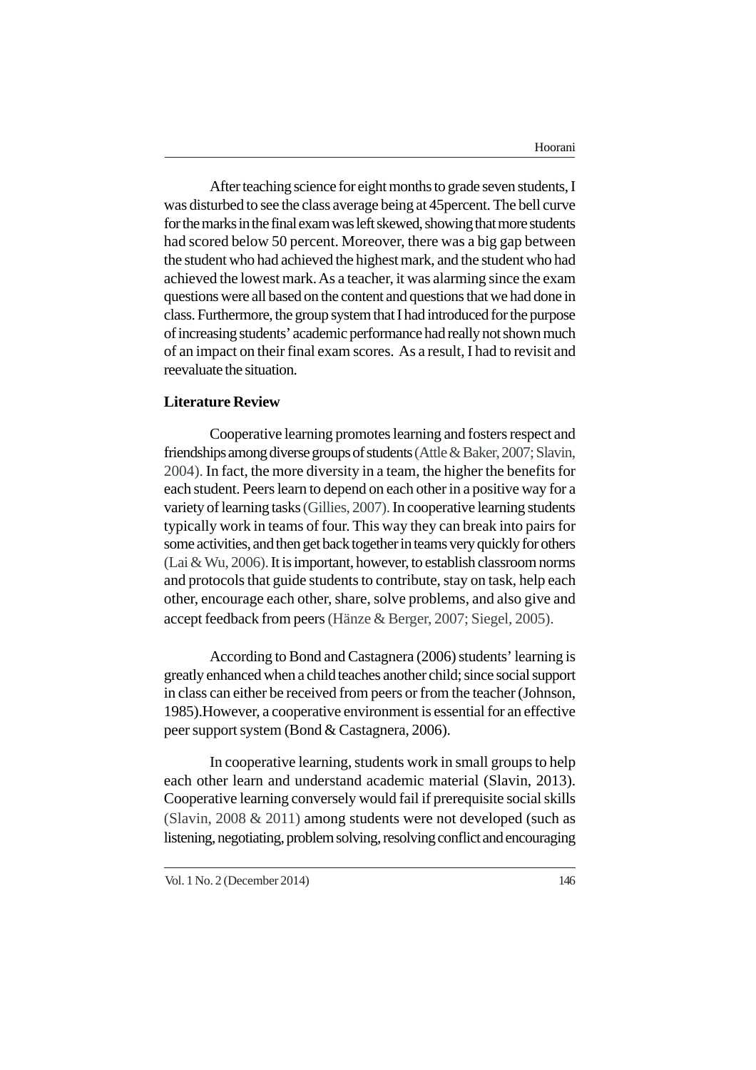After teaching science for eight months to grade seven students, I was disturbed to see the class average being at 45percent. The bell curve for the marks in the final exam was left skewed, showing that more students had scored below 50 percent. Moreover, there was a big gap between the student who had achieved the highest mark, and the student who had achieved the lowest mark. As a teacher, it was alarming since the exam questions were all based on the content and questions that we had done in class. Furthermore, the group system that I had introduced for the purpose of increasing students' academic performance had really not shown much of an impact on their final exam scores. As a result, I had to revisit and reevaluate the situation.

**Literature Review**

Cooperative learning promotes learning and fosters respect and friendships among diverse groups of students (Attle & Baker, 2007; Slavin, 2004). In fact, the more diversity in a team, the higher the benefits for each student. Peers learn to depend on each other in a positive way for a variety of learning tasks (Gillies, 2007). In cooperative learning students typically work in teams of four. This way they can break into pairs for some activities, and then get back together in teams very quickly for others (Lai & Wu, 2006). It is important, however, to establish classroom norms and protocols that guide students to contribute, stay on task, help each other, encourage each other, share, solve problems, and also give and accept feedback from peers (Hänze & Berger, 2007; Siegel, 2005).

According to Bond and Castagnera (2006) students' learning is greatly enhanced when a child teaches another child; since social support in class can either be received from peers or from the teacher (Johnson, 1985).However, a cooperative environment is essential for an effective peer support system (Bond & Castagnera, 2006).

In cooperative learning, students work in small groups to help each other learn and understand academic material (Slavin, 2013). Cooperative learning conversely would fail if prerequisite social skills (Slavin, 2008 & 2011) among students were not developed (such as listening, negotiating, problem solving, resolving conflict and encouraging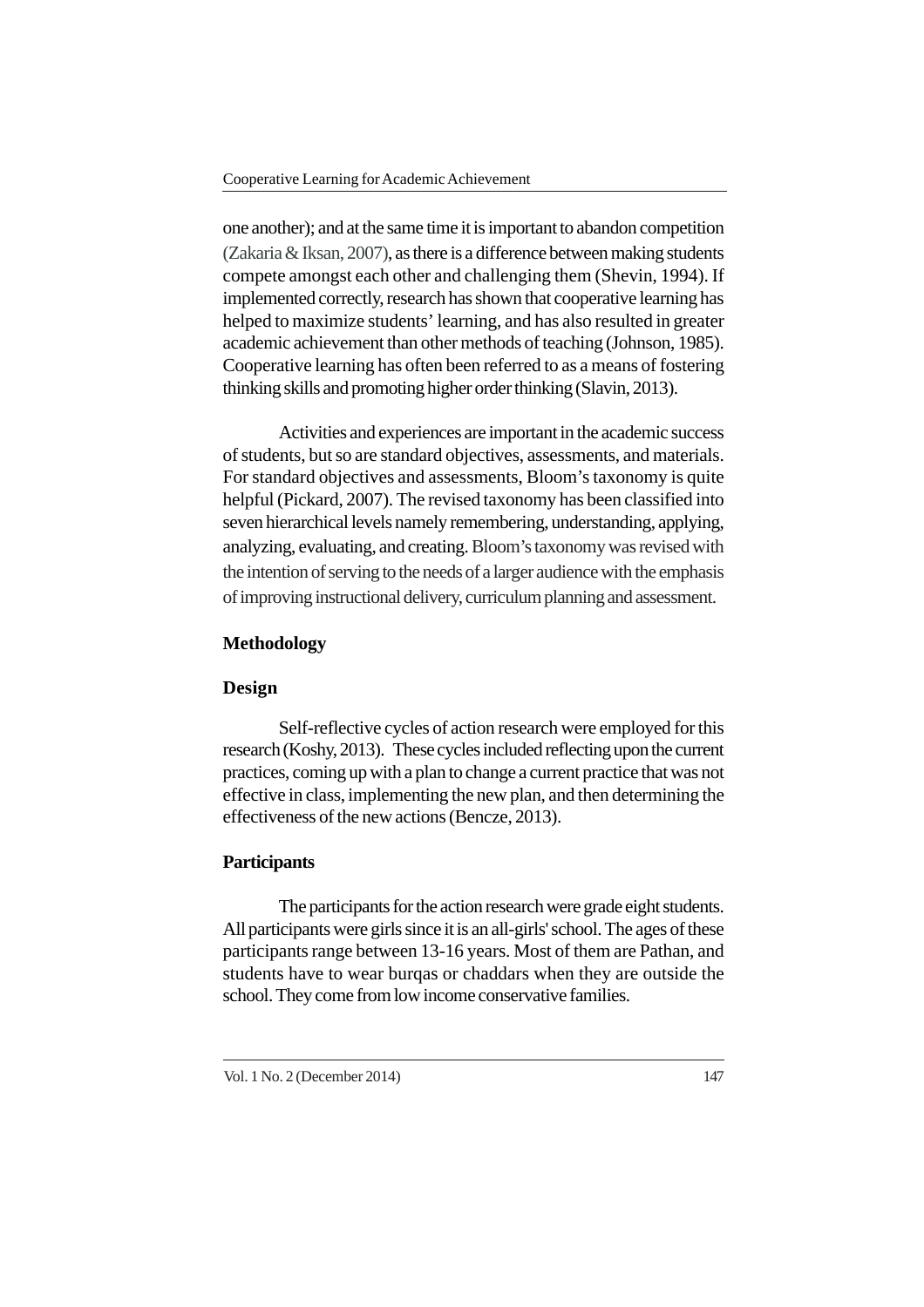one another); and at the same time it is important to abandon competition (Zakaria & Iksan, 2007), as there is a difference between making students compete amongst each other and challenging them (Shevin, 1994). If implemented correctly, research has shown that cooperative learning has helped to maximize students' learning, and has also resulted in greater academic achievement than other methods of teaching (Johnson, 1985). Cooperative learning has often been referred to as a means of fostering thinking skills and promoting higher order thinking (Slavin, 2013).

Activities and experiences are important in the academic success of students, but so are standard objectives, assessments, and materials. For standard objectives and assessments, Bloom's taxonomy is quite helpful (Pickard, 2007). The revised taxonomy has been classified into seven hierarchical levels namely remembering, understanding, applying, analyzing, evaluating, and creating. Bloom's taxonomy was revised with the intention of serving to the needs of a larger audience with the emphasis of improving instructional delivery, curriculum planning and assessment.

## Methodology

### Design

Self-reflective cycles of action research were employed for this research (Koshy, 2013). These cycles included reflecting upon the current practices, coming up with a plan to change a current practice that was not effective in class, implementing the new plan, and then determining the effectiveness of the new actions (Bencze, 2013).

### Participants

The participants for the action research were grade eight students. All participants were girls since it is an all-girls' school. The ages of these participants range between 13-16 years. Most of them are Pathan, and students have to wear burqas or chaddars when they are outside the school. They come from low income conservative families.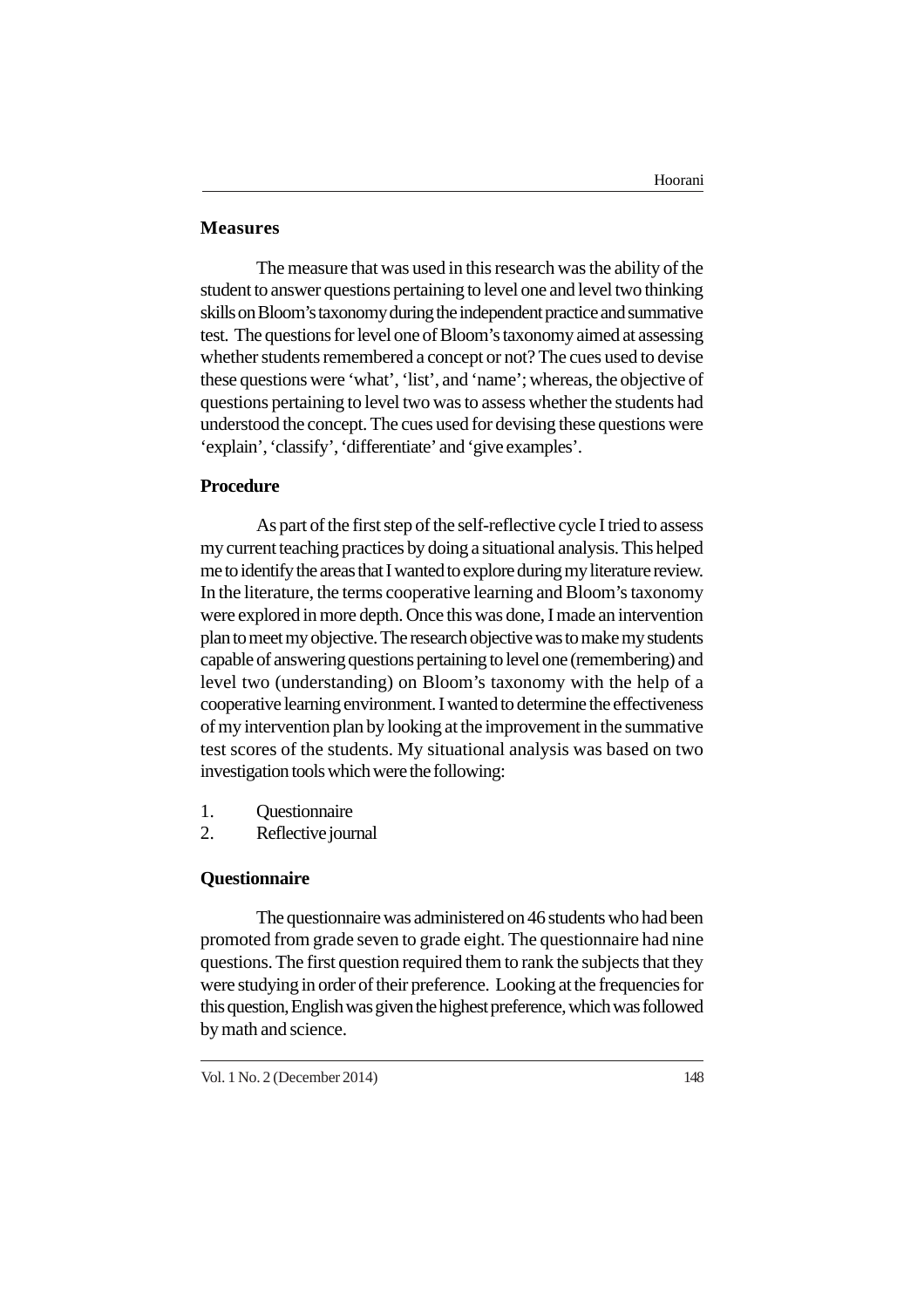## Measures

The measure that was used in this research was the ability of the student to answer questions pertaining to level one and level two thinking skills on Bloom's taxonomy during the independent practice and summative test. The questions for level one of Bloom's taxonomy aimed at assessing whether students remembered a concept or not? The cues used to devise these questions were 'what', 'list', and 'name'; whereas, the objective of questions pertaining to level two was to assess whether the students had understood the concept. The cues used for devising these questions were 'explain', 'classify', 'differentiate' and 'give examples'.

## Procedure

As part of the first step of the self-reflective cycle I tried to assess my current teaching practices by doing a situational analysis. This helped me to identify the areas that I wanted to explore during my literature review. In the literature, the terms cooperative learning and Bloom's taxonomy were explored in more depth. Once this was done, I made an intervention plan to meet my objective. The research objective was to make my students capable of answering questions pertaining to level one (remembering) and level two (understanding) on Bloom's taxonomy with the help of a cooperative learning environment. I wanted to determine the effectiveness of my intervention plan by looking at the improvement in the summative test scores of the students. My situational analysis was based on two investigation tools which were the following:

1. Questionnaire
2. Reflective journal

## Questionnaire

The questionnaire was administered on 46 students who had been promoted from grade seven to grade eight. The questionnaire had nine questions. The first question required them to rank the subjects that they were studying in order of their preference. Looking at the frequencies for this question, English was given the highest preference, which was followed by math and science.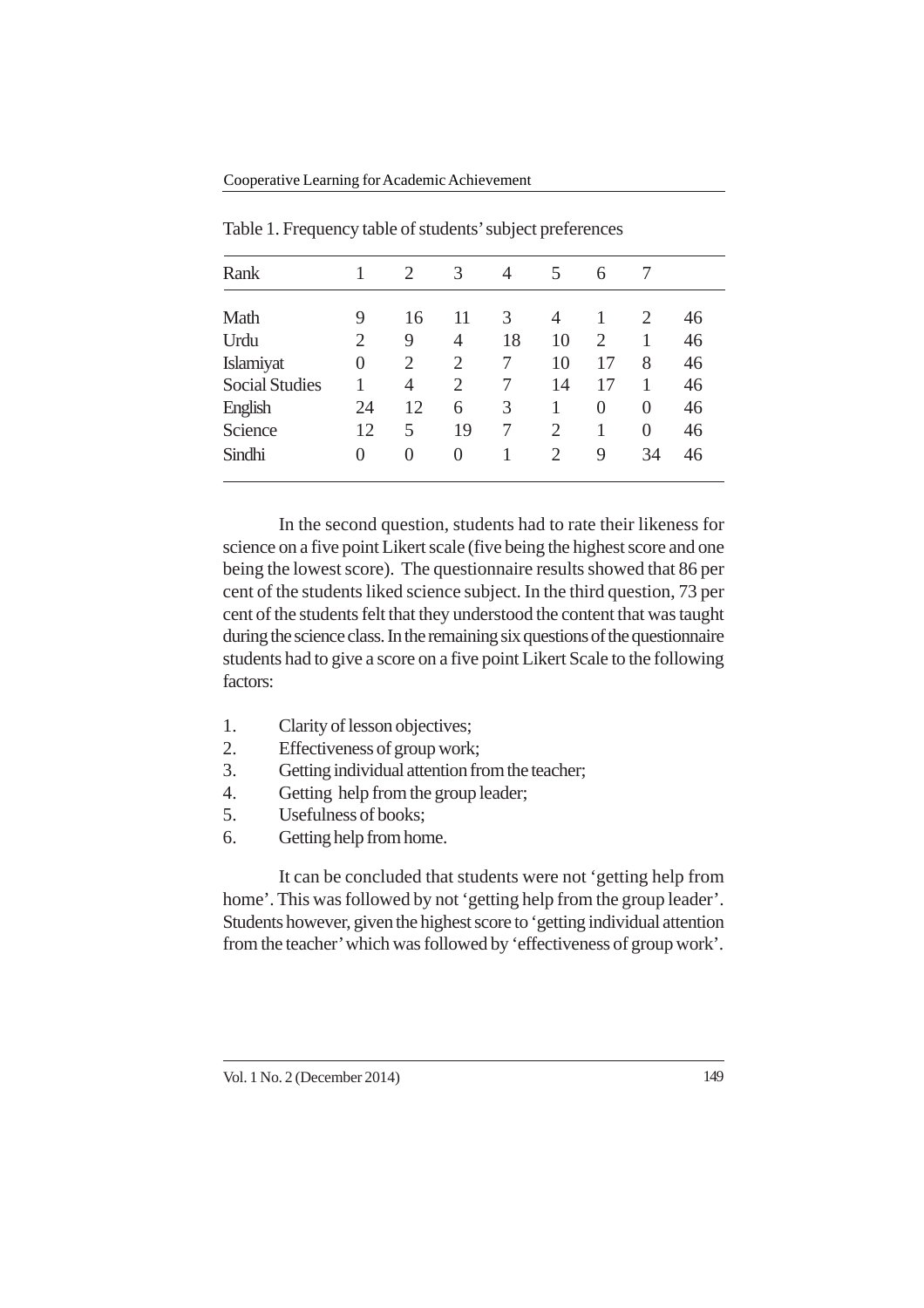Table 1. Frequency table of students' subject preferences

| Rank | 1 | 2 | 3 | 4 | 5 | 6 | 7 | |
|---|---|---|---|---|---|---|---|---|
| Math | 9 | 16 | 11 | 3 | 4 | 1 | 2 | 46 |
| Urdu | 2 | 9 | 4 | 18 | 10 | 2 | 1 | 46 |
| Islamiyat | 0 | 2 | 2 | 7 | 10 | 17 | 8 | 46 |
| Social Studies | 1 | 4 | 2 | 7 | 14 | 17 | 1 | 46 |
| English | 24 | 12 | 6 | 3 | 1 | 0 | 0 | 46 |
| Science | 12 | 5 | 19 | 7 | 2 | 1 | 0 | 46 |
| Sindhi | 0 | 0 | 0 | 1 | 2 | 9 | 34 | 46 |

In the second question, students had to rate their likeness for science on a five point Likert scale (five being the highest score and one being the lowest score). The questionnaire results showed that 86 per cent of the students liked science subject. In the third question, 73 per cent of the students felt that they understood the content that was taught during the science class. In the remaining six questions of the questionnaire students had to give a score on a five point Likert Scale to the following factors:

1. Clarity of lesson objectives;
2. Effectiveness of group work;
3. Getting individual attention from the teacher;
4. Getting help from the group leader;
5. Usefulness of books;
6. Getting help from home.

It can be concluded that students were not 'getting help from home'. This was followed by not 'getting help from the group leader'. Students however, given the highest score to 'getting individual attention from the teacher' which was followed by 'effectiveness of group work'.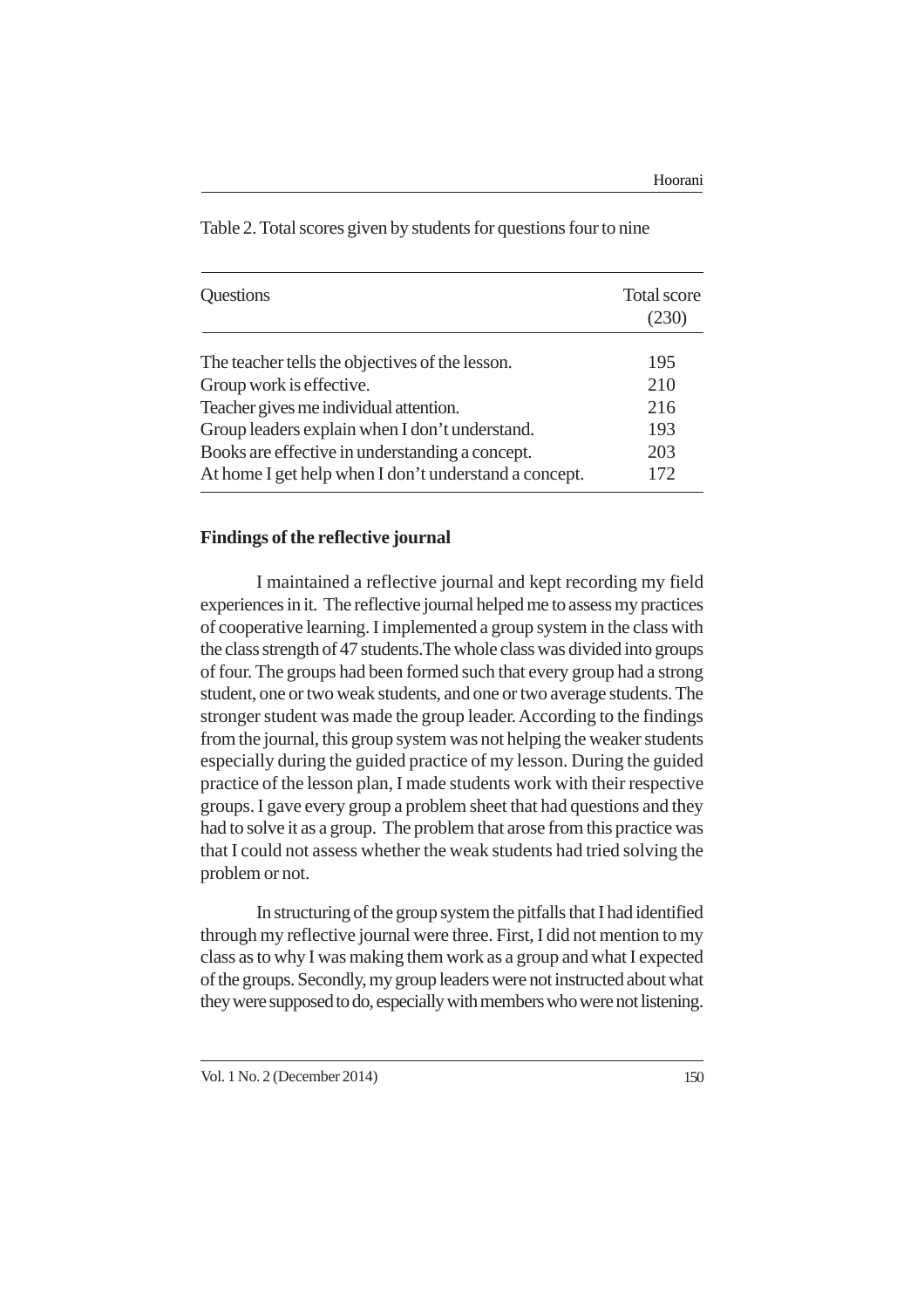Table 2. Total scores given by students for questions four to nine

| Questions | Total score (230) |
|---|---|
| The teacher tells the objectives of the lesson. | 195 |
| Group work is effective. | 210 |
| Teacher gives me individual attention. | 216 |
| Group leaders explain when I don't understand. | 193 |
| Books are effective in understanding a concept. | 203 |
| At home I get help when I don't understand a concept. | 172 |

**Findings of the reflective journal**

I maintained a reflective journal and kept recording my field experiences in it. The reflective journal helped me to assess my practices of cooperative learning. I implemented a group system in the class with the class strength of 47 students.The whole class was divided into groups of four. The groups had been formed such that every group had a strong student, one or two weak students, and one or two average students. The stronger student was made the group leader. According to the findings from the journal, this group system was not helping the weaker students especially during the guided practice of my lesson. During the guided practice of the lesson plan, I made students work with their respective groups. I gave every group a problem sheet that had questions and they had to solve it as a group. The problem that arose from this practice was that I could not assess whether the weak students had tried solving the problem or not.

In structuring of the group system the pitfalls that I had identified through my reflective journal were three. First, I did not mention to my class as to why I was making them work as a group and what I expected of the groups. Secondly, my group leaders were not instructed about what they were supposed to do, especially with members who were not listening.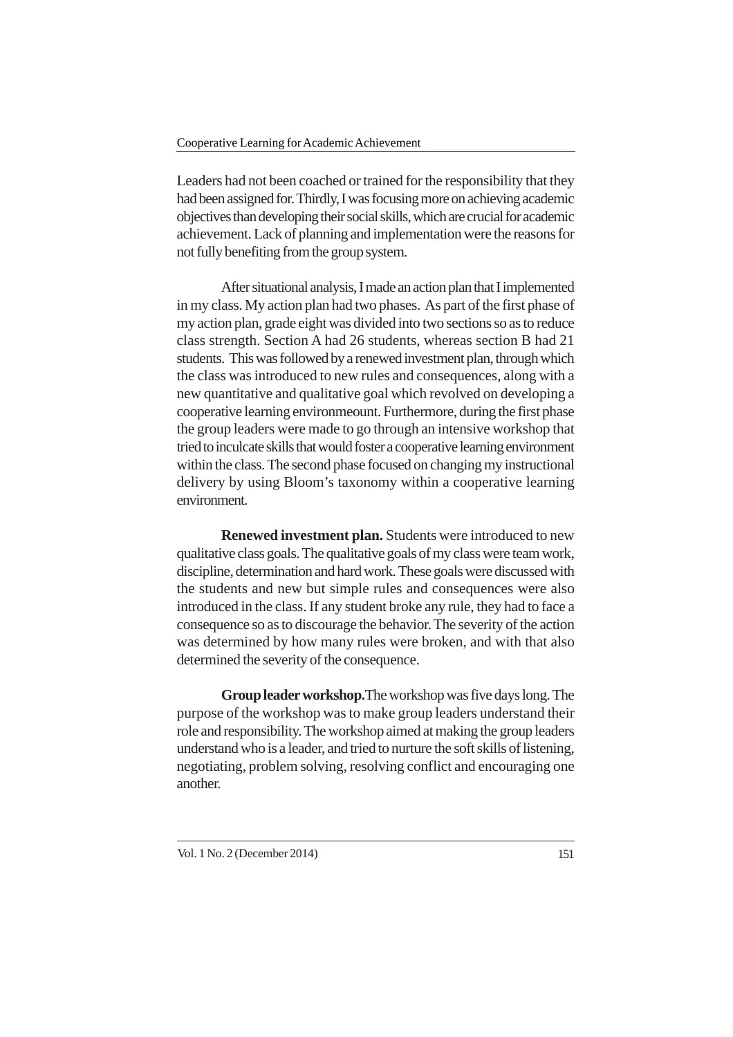Leaders had not been coached or trained for the responsibility that they had been assigned for. Thirdly, I was focusing more on achieving academic objectives than developing their social skills, which are crucial for academic achievement. Lack of planning and implementation were the reasons for not fully benefiting from the group system.

After situational analysis, I made an action plan that I implemented in my class. My action plan had two phases. As part of the first phase of my action plan, grade eight was divided into two sections so as to reduce class strength. Section A had 26 students, whereas section B had 21 students. This was followed by a renewed investment plan, through which the class was introduced to new rules and consequences, along with a new quantitative and qualitative goal which revolved on developing a cooperative learning environmeount. Furthermore, during the first phase the group leaders were made to go through an intensive workshop that tried to inculcate skills that would foster a cooperative learning environment within the class. The second phase focused on changing my instructional delivery by using Bloom's taxonomy within a cooperative learning environment.

**Renewed investment plan.** Students were introduced to new qualitative class goals. The qualitative goals of my class were team work, discipline, determination and hard work. These goals were discussed with the students and new but simple rules and consequences were also introduced in the class. If any student broke any rule, they had to face a consequence so as to discourage the behavior. The severity of the action was determined by how many rules were broken, and with that also determined the severity of the consequence.

**Group leader workshop.** The workshop was five days long. The purpose of the workshop was to make group leaders understand their role and responsibility. The workshop aimed at making the group leaders understand who is a leader, and tried to nurture the soft skills of listening, negotiating, problem solving, resolving conflict and encouraging one another.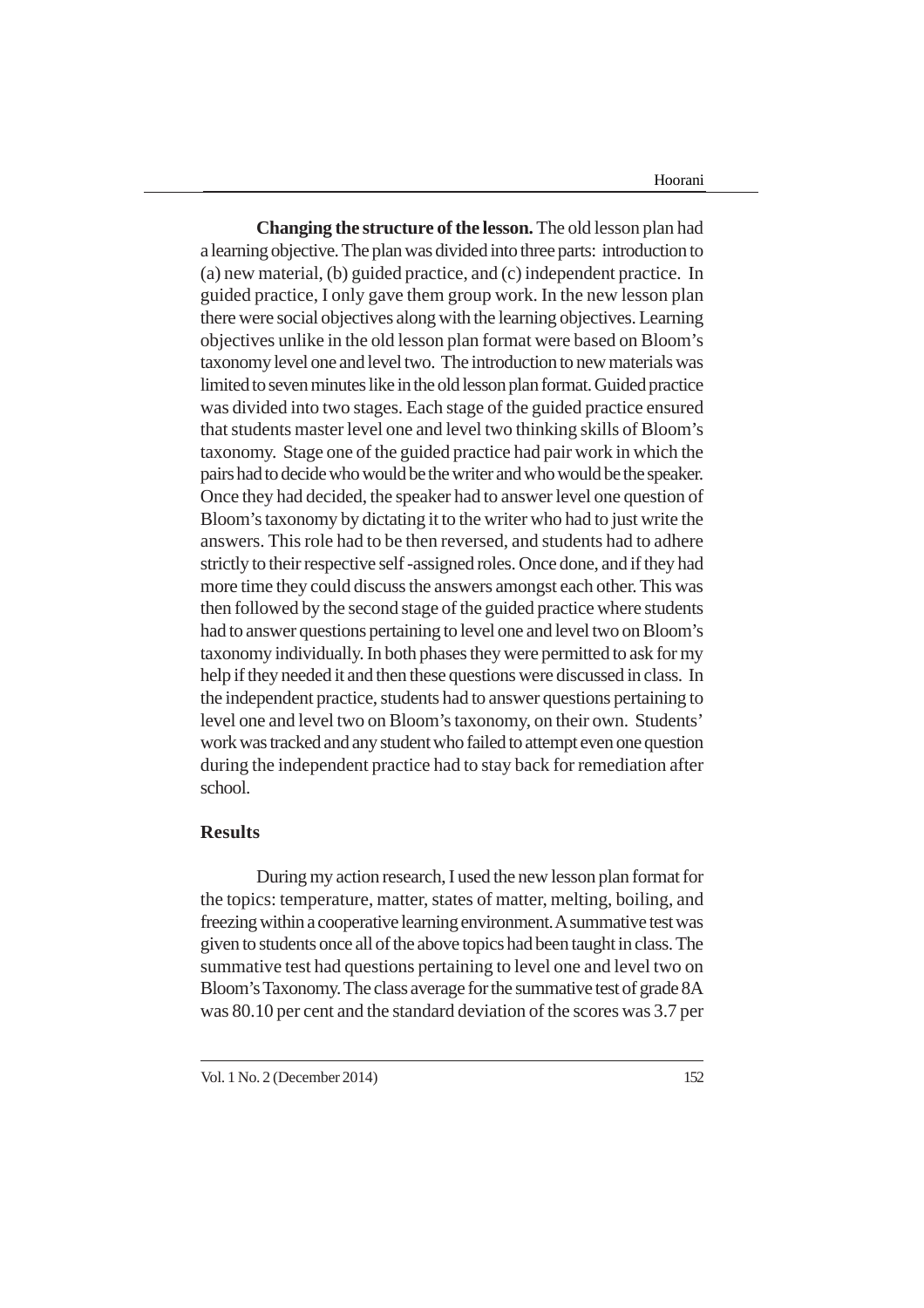**Changing the structure of the lesson.** The old lesson plan had a learning objective. The plan was divided into three parts: introduction to (a) new material, (b) guided practice, and (c) independent practice. In guided practice, I only gave them group work. In the new lesson plan there were social objectives along with the learning objectives. Learning objectives unlike in the old lesson plan format were based on Bloom's taxonomy level one and level two. The introduction to new materials was limited to seven minutes like in the old lesson plan format. Guided practice was divided into two stages. Each stage of the guided practice ensured that students master level one and level two thinking skills of Bloom's taxonomy. Stage one of the guided practice had pair work in which the pairs had to decide who would be the writer and who would be the speaker. Once they had decided, the speaker had to answer level one question of Bloom's taxonomy by dictating it to the writer who had to just write the answers. This role had to be then reversed, and students had to adhere strictly to their respective self -assigned roles. Once done, and if they had more time they could discuss the answers amongst each other. This was then followed by the second stage of the guided practice where students had to answer questions pertaining to level one and level two on Bloom's taxonomy individually. In both phases they were permitted to ask for my help if they needed it and then these questions were discussed in class. In the independent practice, students had to answer questions pertaining to level one and level two on Bloom's taxonomy, on their own. Students' work was tracked and any student who failed to attempt even one question during the independent practice had to stay back for remediation after school.

## Results

During my action research, I used the new lesson plan format for the topics: temperature, matter, states of matter, melting, boiling, and freezing within a cooperative learning environment. A summative test was given to students once all of the above topics had been taught in class. The summative test had questions pertaining to level one and level two on Bloom's Taxonomy. The class average for the summative test of grade 8A was 80.10 per cent and the standard deviation of the scores was 3.7 per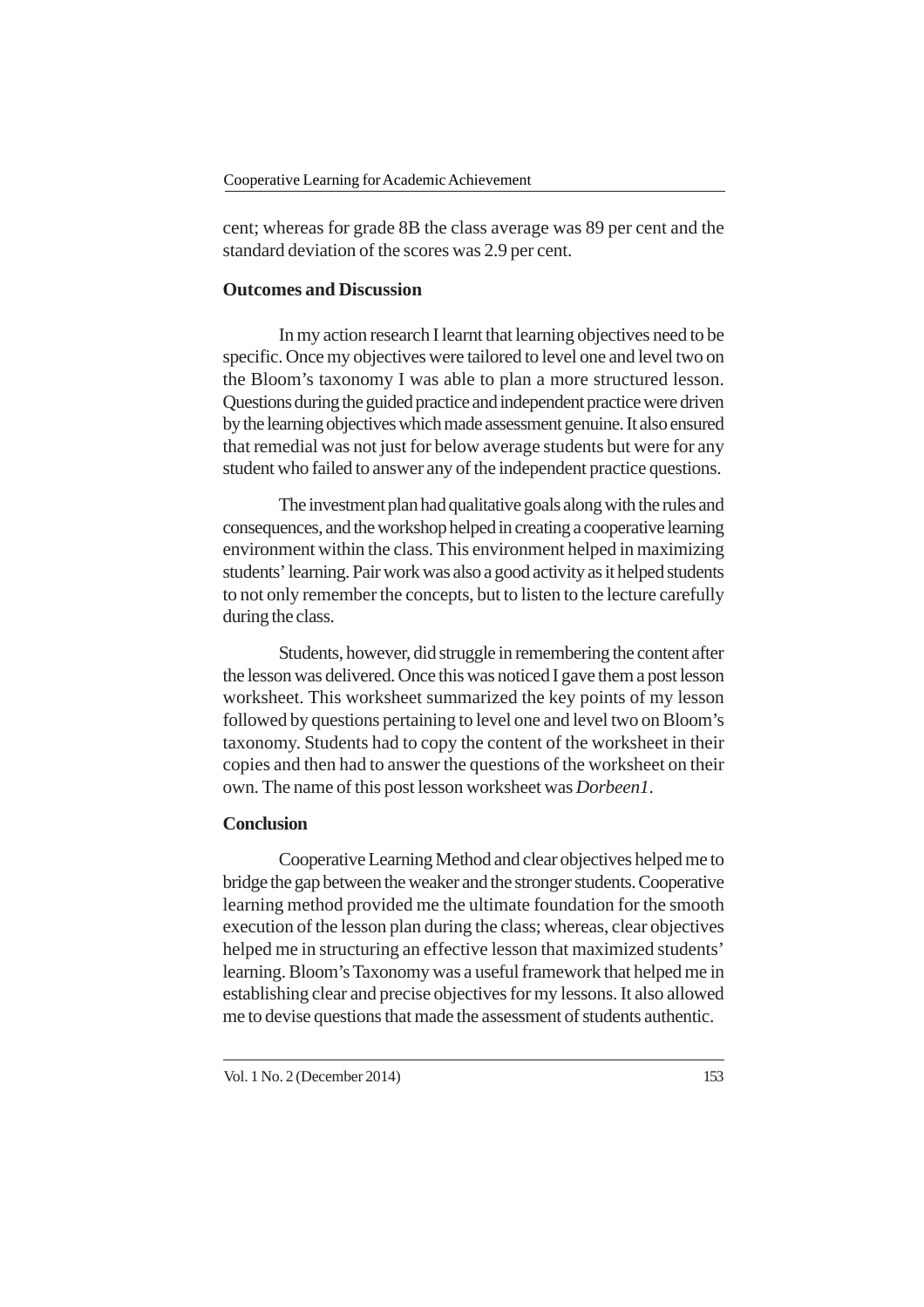cent; whereas for grade 8B the class average was 89 per cent and the standard deviation of the scores was 2.9 per cent.

## Outcomes and Discussion

In my action research I learnt that learning objectives need to be specific. Once my objectives were tailored to level one and level two on the Bloom's taxonomy I was able to plan a more structured lesson. Questions during the guided practice and independent practice were driven by the learning objectives which made assessment genuine. It also ensured that remedial was not just for below average students but were for any student who failed to answer any of the independent practice questions.

The investment plan had qualitative goals along with the rules and consequences, and the workshop helped in creating a cooperative learning environment within the class. This environment helped in maximizing students' learning. Pair work was also a good activity as it helped students to not only remember the concepts, but to listen to the lecture carefully during the class.

Students, however, did struggle in remembering the content after the lesson was delivered. Once this was noticed I gave them a post lesson worksheet. This worksheet summarized the key points of my lesson followed by questions pertaining to level one and level two on Bloom's taxonomy. Students had to copy the content of the worksheet in their copies and then had to answer the questions of the worksheet on their own. The name of this post lesson worksheet was *Dorbeen1*.

## Conclusion

Cooperative Learning Method and clear objectives helped me to bridge the gap between the weaker and the stronger students. Cooperative learning method provided me the ultimate foundation for the smooth execution of the lesson plan during the class; whereas, clear objectives helped me in structuring an effective lesson that maximized students' learning. Bloom's Taxonomy was a useful framework that helped me in establishing clear and precise objectives for my lessons. It also allowed me to devise questions that made the assessment of students authentic.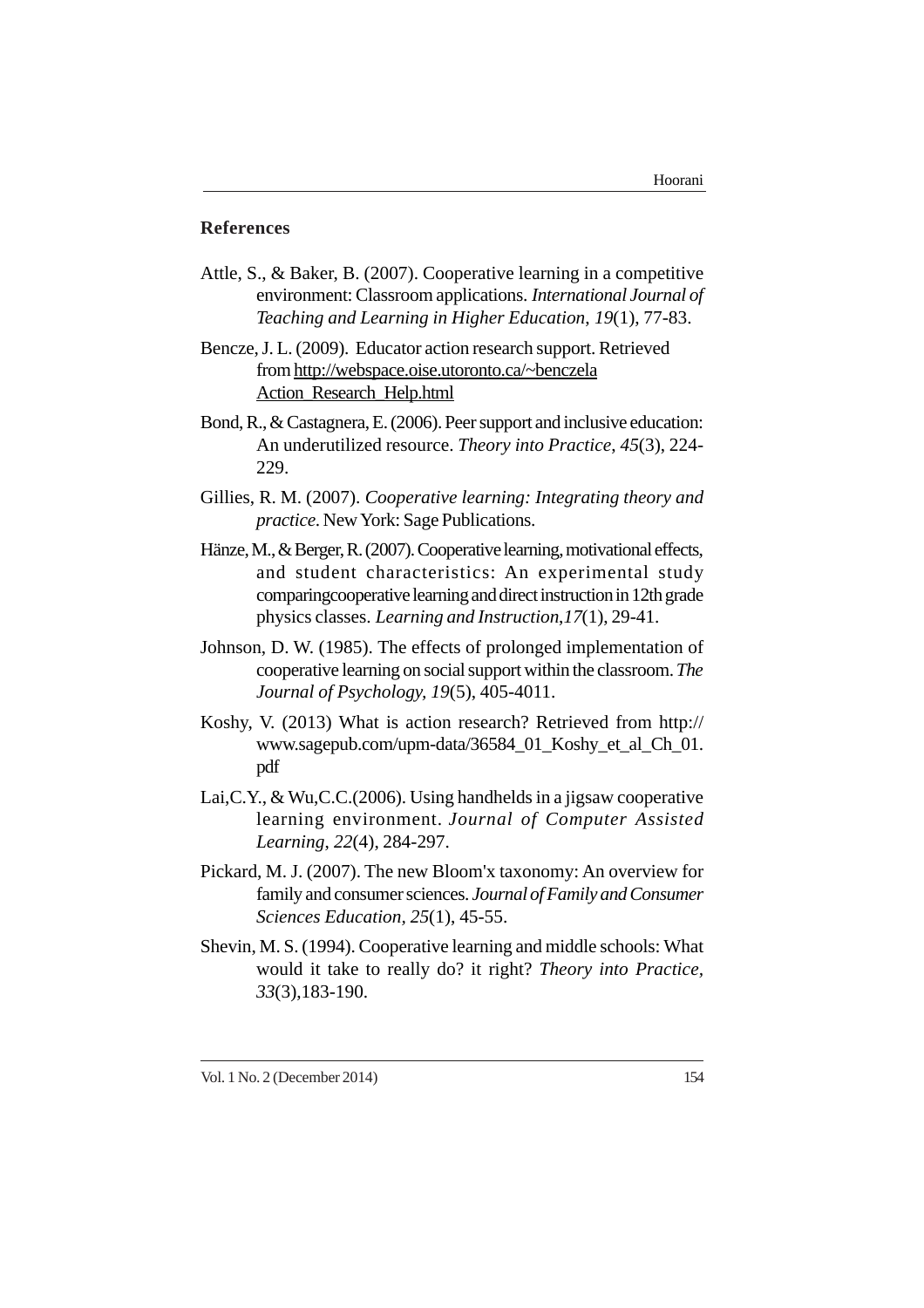## References

Attle, S., & Baker, B. (2007). Cooperative learning in a competitive environment: Classroom applications. *International Journal of Teaching and Learning in Higher Education*, *19*(1), 77-83.

Bencze, J. L. (2009). Educator action research support. Retrieved from http://webspace.oise.utoronto.ca/~benczela Action_Research_Help.html

Bond, R., & Castagnera, E. (2006). Peer support and inclusive education: An underutilized resource. *Theory into Practice*, *45*(3), 224-229.

Gillies, R. M. (2007). *Cooperative learning: Integrating theory and practice*. New York: Sage Publications.

Hänze, M., & Berger, R. (2007). Cooperative learning, motivational effects, and student characteristics: An experimental study comparingcooperative learning and direct instruction in 12th grade physics classes. *Learning and Instruction*,*17*(1), 29-41.

Johnson, D. W. (1985). The effects of prolonged implementation of cooperative learning on social support within the classroom. *The Journal of Psychology, 19*(5), 405-4011.

Koshy, V. (2013) What is action research? Retrieved from http://www.sagepub.com/upm-data/36584_01_Koshy_et_al_Ch_01.pdf

Lai,C.Y., & Wu,C.C.(2006). Using handhelds in a jigsaw cooperative learning environment. *Journal of Computer Assisted Learning*, *22*(4), 284-297.

Pickard, M. J. (2007). The new Bloom'x taxonomy: An overview for family and consumer sciences. *Journal of Family and Consumer Sciences Education*, *25*(1), 45-55.

Shevin, M. S. (1994). Cooperative learning and middle schools: What would it take to really do? it right? *Theory into Practice*, *33*(3),183-190.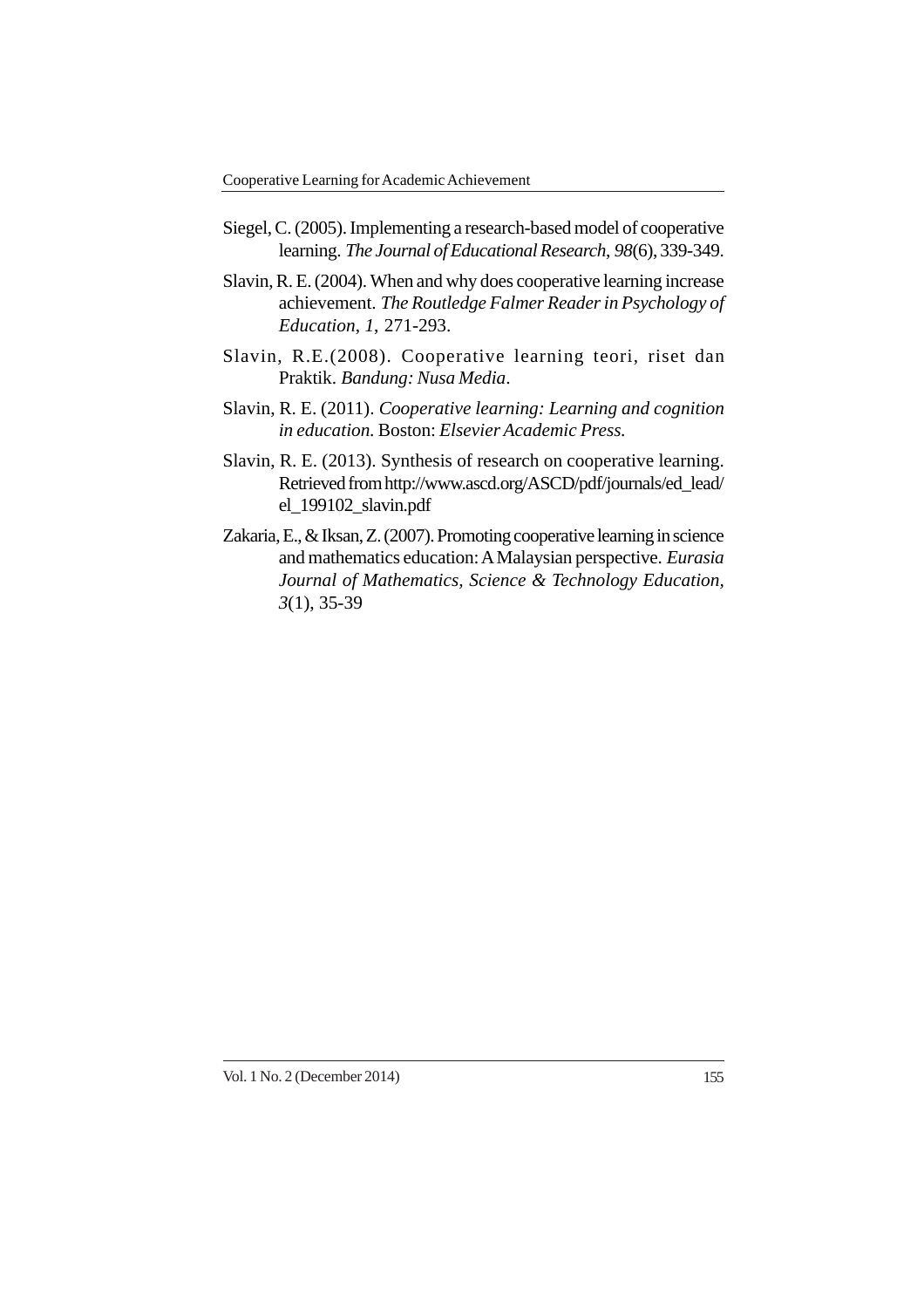Siegel, C. (2005). Implementing a research-based model of cooperative learning. *The Journal of Educational Research*, *98*(6), 339-349.

Slavin, R. E. (2004). When and why does cooperative learning increase achievement. *The Routledge Falmer Reader in Psychology of Education*, *1*, 271-293.

Slavin, R.E.(2008). Cooperative learning teori, riset dan Praktik. *Bandung: Nusa Media*.

Slavin, R. E. (2011). *Cooperative learning: Learning and cognition in education.* Boston: *Elsevier Academic Press.*

Slavin, R. E. (2013). Synthesis of research on cooperative learning. Retrieved from http://www.ascd.org/ASCD/pdf/journals/ed_lead/el_199102_slavin.pdf

Zakaria, E., & Iksan, Z. (2007). Promoting cooperative learning in science and mathematics education: A Malaysian perspective. *Eurasia Journal of Mathematics, Science & Technology Education*, *3*(1), 35-39